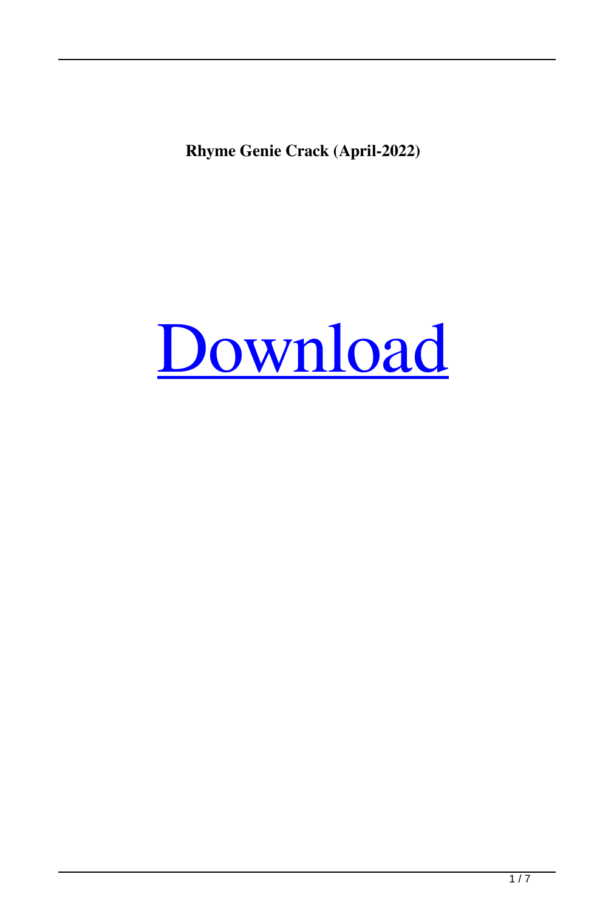**Rhyme Genie Crack (April-2022)**

# [Download](#)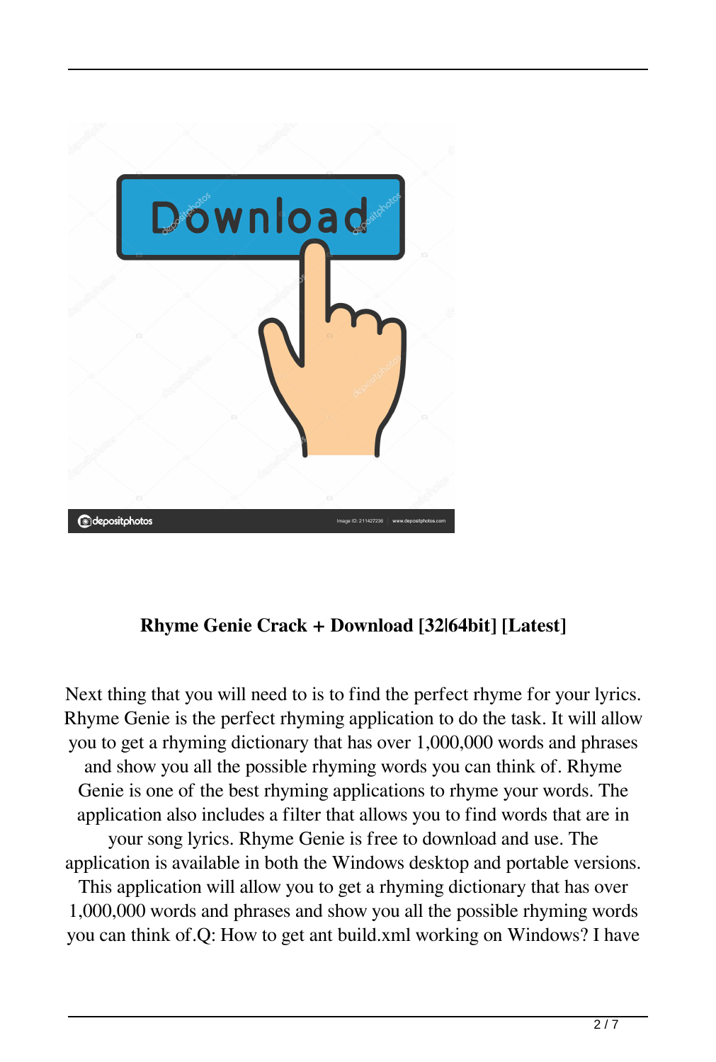**Rhyme Genie Crack + Download [32|64bit] [Latest]**

Next thing that you will need to is to find the perfect rhyme for your lyrics. Rhyme Genie is the perfect rhyming application to do the task. It will allow you to get a rhyming dictionary that has over 1,000,000 words and phrases and show you all the possible rhyming words you can think of. Rhyme Genie is one of the best rhyming applications to rhyme your words. The application also includes a filter that allows you to find words that are in your song lyrics. Rhyme Genie is free to download and use. The application is available in both the Windows desktop and portable versions. This application will allow you to get a rhyming dictionary that has over 1,000,000 words and phrases and show you all the possible rhyming words you can think of.Q: How to get ant build.xml working on Windows? I have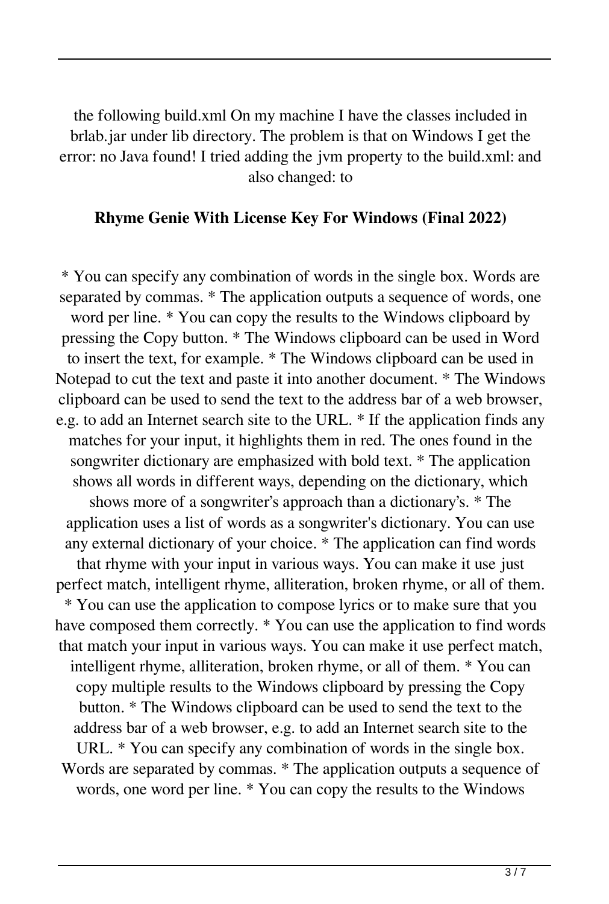the following build.xml On my machine I have the classes included in brlab.jar under lib directory. The problem is that on Windows I get the error: no Java found! I tried adding the jvm property to the build.xml: and also changed: to

**Rhyme Genie With License Key For Windows (Final 2022)**

* You can specify any combination of words in the single box. Words are separated by commas. * The application outputs a sequence of words, one word per line. * You can copy the results to the Windows clipboard by pressing the Copy button. * The Windows clipboard can be used in Word to insert the text, for example. * The Windows clipboard can be used in Notepad to cut the text and paste it into another document. * The Windows clipboard can be used to send the text to the address bar of a web browser, e.g. to add an Internet search site to the URL. * If the application finds any matches for your input, it highlights them in red. The ones found in the songwriter dictionary are emphasized with bold text. * The application shows all words in different ways, depending on the dictionary, which shows more of a songwriter's approach than a dictionary's. * The application uses a list of words as a songwriter's dictionary. You can use any external dictionary of your choice. * The application can find words that rhyme with your input in various ways. You can make it use just perfect match, intelligent rhyme, alliteration, broken rhyme, or all of them. * You can use the application to compose lyrics or to make sure that you have composed them correctly. * You can use the application to find words that match your input in various ways. You can make it use perfect match, intelligent rhyme, alliteration, broken rhyme, or all of them. * You can copy multiple results to the Windows clipboard by pressing the Copy button. * The Windows clipboard can be used to send the text to the address bar of a web browser, e.g. to add an Internet search site to the URL. * You can specify any combination of words in the single box. Words are separated by commas. * The application outputs a sequence of words, one word per line. * You can copy the results to the Windows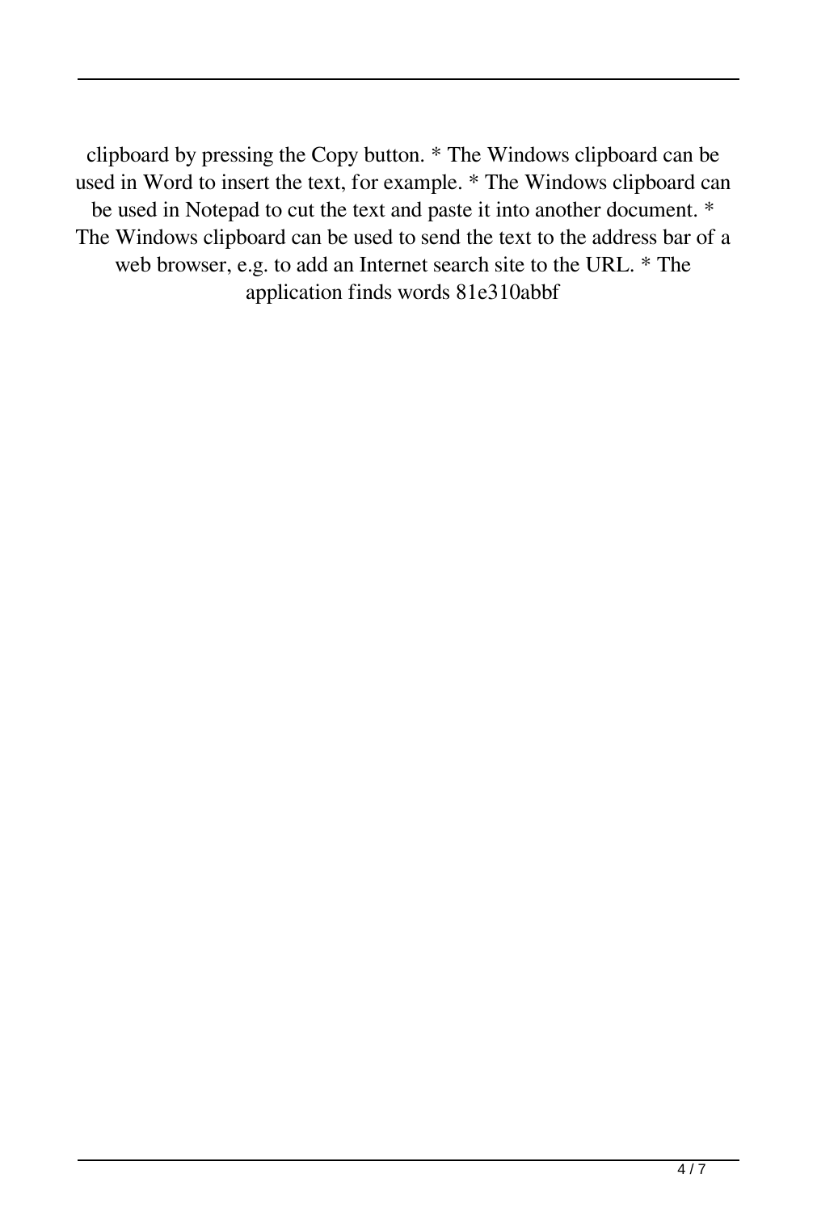clipboard by pressing the Copy button. * The Windows clipboard can be used in Word to insert the text, for example. * The Windows clipboard can be used in Notepad to cut the text and paste it into another document. * The Windows clipboard can be used to send the text to the address bar of a web browser, e.g. to add an Internet search site to the URL. * The application finds words 81e310abbf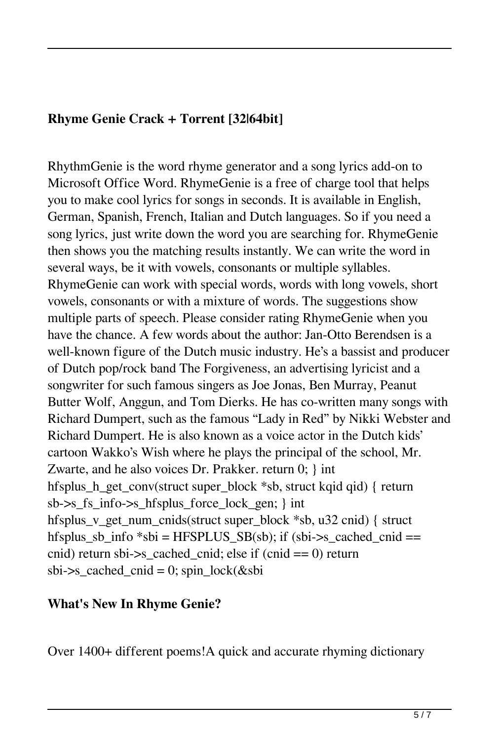**Rhyme Genie Crack + Torrent [32|64bit]**

RhythmGenie is the word rhyme generator and a song lyrics add-on to Microsoft Office Word. RhymeGenie is a free of charge tool that helps you to make cool lyrics for songs in seconds. It is available in English, German, Spanish, French, Italian and Dutch languages. So if you need a song lyrics, just write down the word you are searching for. RhymeGenie then shows you the matching results instantly. We can write the word in several ways, be it with vowels, consonants or multiple syllables. RhymeGenie can work with special words, words with long vowels, short vowels, consonants or with a mixture of words. The suggestions show multiple parts of speech. Please consider rating RhymeGenie when you have the chance. A few words about the author: Jan-Otto Berendsen is a well-known figure of the Dutch music industry. He's a bassist and producer of Dutch pop/rock band The Forgiveness, an advertising lyricist and a songwriter for such famous singers as Joe Jonas, Ben Murray, Peanut Butter Wolf, Anggun, and Tom Dierks. He has co-written many songs with Richard Dumpert, such as the famous "Lady in Red" by Nikki Webster and Richard Dumpert. He is also known as a voice actor in the Dutch kids' cartoon Wakko's Wish where he plays the principal of the school, Mr. Zwarte, and he also voices Dr. Prakker. return 0; } int hfsplus_h_get_conv(struct super_block *sb, struct kqid qid) { return sb->s_fs_info->s_hfsplus_force_lock_gen; } int hfsplus_v_get_num_cnids(struct super_block *sb, u32 cnid) { struct hfsplus_sb_info *sbi = HFSPLUS_SB(sb); if (sbi->s_cached_cnid == cnid) return sbi->s_cached_cnid; else if (cnid == 0) return sbi->s_cached_cnid = 0; spin_lock(&sbi

**What's New In Rhyme Genie?**

Over 1400+ different poems!A quick and accurate rhyming dictionary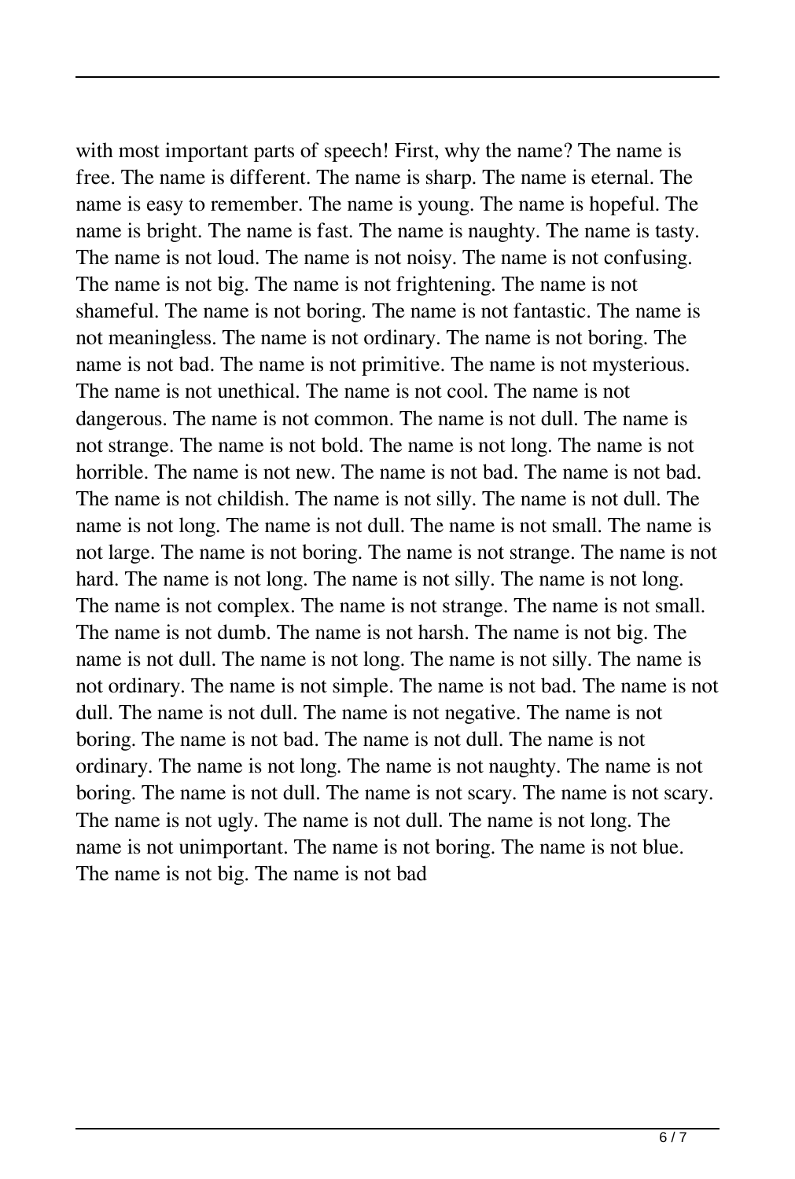with most important parts of speech! First, why the name? The name is free. The name is different. The name is sharp. The name is eternal. The name is easy to remember. The name is young. The name is hopeful. The name is bright. The name is fast. The name is naughty. The name is tasty. The name is not loud. The name is not noisy. The name is not confusing. The name is not big. The name is not frightening. The name is not shameful. The name is not boring. The name is not fantastic. The name is not meaningless. The name is not ordinary. The name is not boring. The name is not bad. The name is not primitive. The name is not mysterious. The name is not unethical. The name is not cool. The name is not dangerous. The name is not common. The name is not dull. The name is not strange. The name is not bold. The name is not long. The name is not horrible. The name is not new. The name is not bad. The name is not bad. The name is not childish. The name is not silly. The name is not dull. The name is not long. The name is not dull. The name is not small. The name is not large. The name is not boring. The name is not strange. The name is not hard. The name is not long. The name is not silly. The name is not long. The name is not complex. The name is not strange. The name is not small. The name is not dumb. The name is not harsh. The name is not big. The name is not dull. The name is not long. The name is not silly. The name is not ordinary. The name is not simple. The name is not bad. The name is not dull. The name is not dull. The name is not negative. The name is not boring. The name is not bad. The name is not dull. The name is not ordinary. The name is not long. The name is not naughty. The name is not boring. The name is not dull. The name is not scary. The name is not scary. The name is not ugly. The name is not dull. The name is not long. The name is not unimportant. The name is not boring. The name is not blue. The name is not big. The name is not bad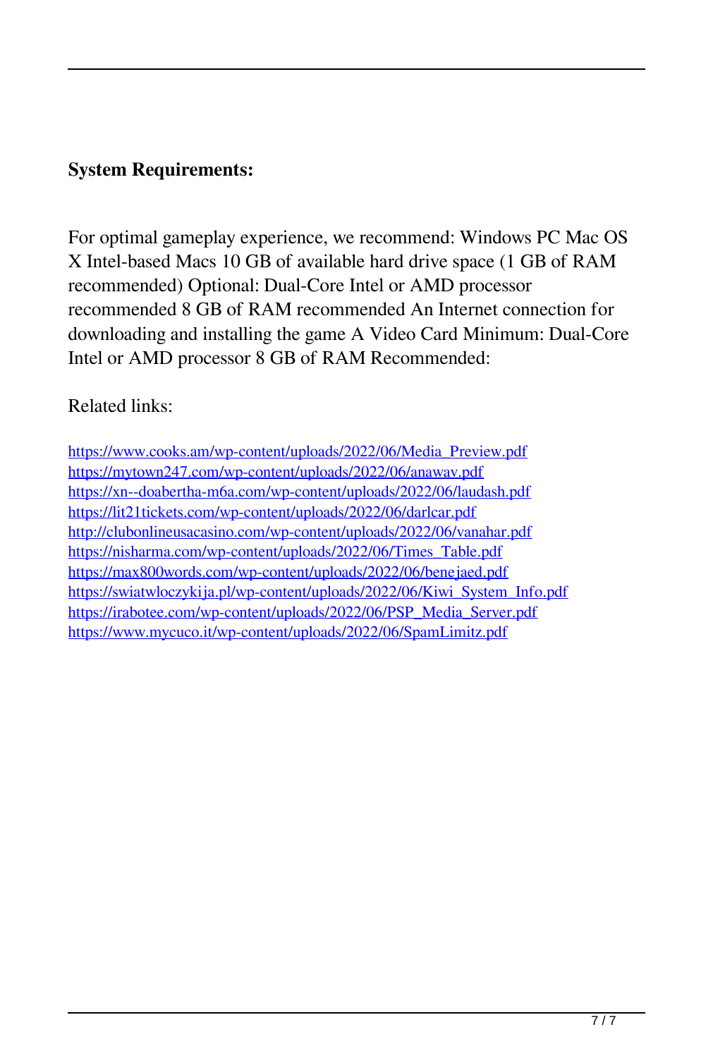**System Requirements:**

For optimal gameplay experience, we recommend: Windows PC Mac OS X Intel-based Macs 10 GB of available hard drive space (1 GB of RAM recommended) Optional: Dual-Core Intel or AMD processor recommended 8 GB of RAM recommended An Internet connection for downloading and installing the game A Video Card Minimum: Dual-Core Intel or AMD processor 8 GB of RAM Recommended:

Related links:

https://www.cooks.am/wp-content/uploads/2022/06/Media_Preview.pdf
https://mytown247.com/wp-content/uploads/2022/06/anawav.pdf
https://xn--doabertha-m6a.com/wp-content/uploads/2022/06/laudash.pdf
https://lit21tickets.com/wp-content/uploads/2022/06/darlcar.pdf
http://clubonlineusacasino.com/wp-content/uploads/2022/06/vanahar.pdf
https://nisharma.com/wp-content/uploads/2022/06/Times_Table.pdf
https://max800words.com/wp-content/uploads/2022/06/benejaed.pdf
https://swiatwloczykija.pl/wp-content/uploads/2022/06/Kiwi_System_Info.pdf
https://irabotee.com/wp-content/uploads/2022/06/PSP_Media_Server.pdf
https://www.mycuco.it/wp-content/uploads/2022/06/SpamLimitz.pdf